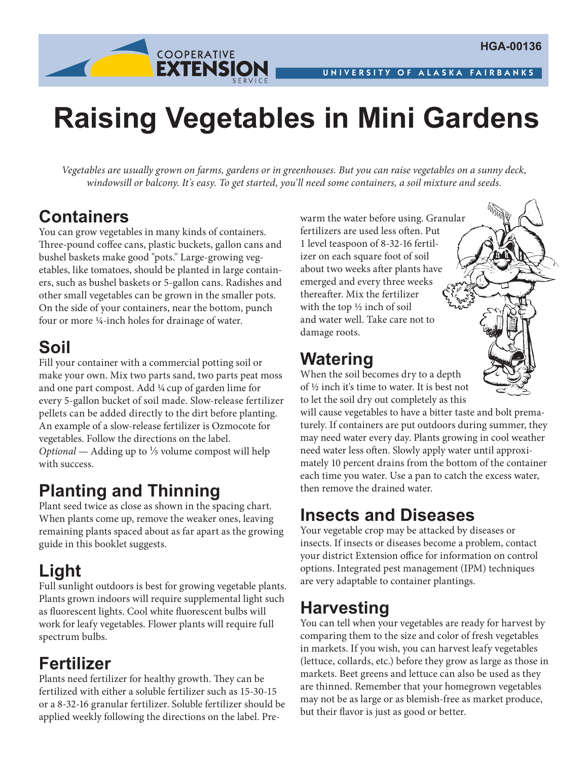# Raising Vegetables in Mini Gardens

*Vegetables are usually grown on farms, gardens or in greenhouses. But you can raise vegetables on a sunny deck, windowsill or balcony. It's easy. To get started, you'll need some containers, a soil mixture and seeds.*

## Containers

You can grow vegetables in many kinds of containers. Three-pound coffee cans, plastic buckets, gallon cans and bushel baskets make good "pots." Large-growing vegetables, like tomatoes, should be planted in large containers, such as bushel baskets or 5-gallon cans. Radishes and other small vegetables can be grown in the smaller pots. On the side of your containers, near the bottom, punch four or more ¼-inch holes for drainage of water.

## Soil

Fill your container with a commercial potting soil or make your own. Mix two parts sand, two parts peat moss and one part compost. Add ¼ cup of garden lime for every 5-gallon bucket of soil made. Slow-release fertilizer pellets can be added directly to the dirt before planting. An example of a slow-release fertilizer is Ozmocote for vegetables. Follow the directions on the label.
*Optional* — Adding up to ⅕ volume compost will help with success.

## Planting and Thinning

Plant seed twice as close as shown in the spacing chart. When plants come up, remove the weaker ones, leaving remaining plants spaced about as far apart as the growing guide in this booklet suggests.

## Light

Full sunlight outdoors is best for growing vegetable plants. Plants grown indoors will require supplemental light such as fluorescent lights. Cool white fluorescent bulbs will work for leafy vegetables. Flower plants will require full spectrum bulbs.

## Fertilizer

Plants need fertilizer for healthy growth. They can be fertilized with either a soluble fertilizer such as 15-30-15 or a 8-32-16 granular fertilizer. Soluble fertilizer should be applied weekly following the directions on the label. Prewarm the water before using. Granular fertilizers are used less often. Put 1 level teaspoon of 8-32-16 fertilizer on each square foot of soil about two weeks after plants have emerged and every three weeks thereafter. Mix the fertilizer with the top ½ inch of soil and water well. Take care not to damage roots.

## Watering

When the soil becomes dry to a depth of ½ inch it's time to water. It is best not to let the soil dry out completely as this will cause vegetables to have a bitter taste and bolt prematurely. If containers are put outdoors during summer, they may need water every day. Plants growing in cool weather need water less often. Slowly apply water until approximately 10 percent drains from the bottom of the container each time you water. Use a pan to catch the excess water, then remove the drained water.

## Insects and Diseases

Your vegetable crop may be attacked by diseases or insects. If insects or diseases become a problem, contact your district Extension office for information on control options. Integrated pest management (IPM) techniques are very adaptable to container plantings.

## Harvesting

You can tell when your vegetables are ready for harvest by comparing them to the size and color of fresh vegetables in markets. If you wish, you can harvest leafy vegetables (lettuce, collards, etc.) before they grow as large as those in markets. Beet greens and lettuce can also be used as they are thinned. Remember that your homegrown vegetables may not be as large or as blemish-free as market produce, but their flavor is just as good or better.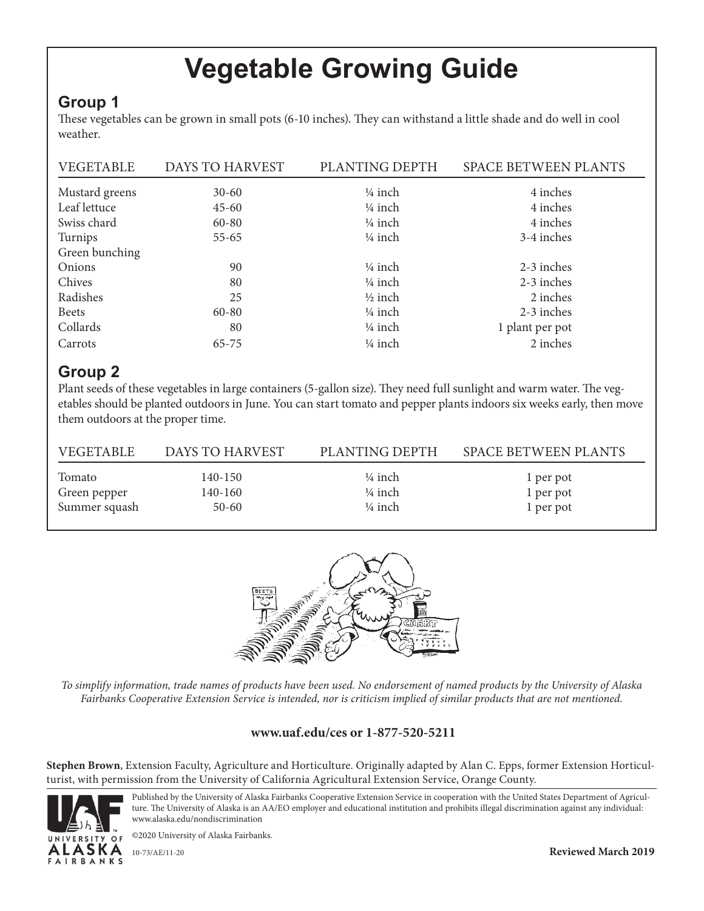# Vegetable Growing Guide

## Group 1

These vegetables can be grown in small pots (6-10 inches). They can withstand a little shade and do well in cool weather.

| VEGETABLE | DAYS TO HARVEST | PLANTING DEPTH | SPACE BETWEEN PLANTS |
|---|---|---|---|
| Mustard greens | 30-60 | ¼ inch | 4 inches |
| Leaf lettuce | 45-60 | ¼ inch | 4 inches |
| Swiss chard | 60-80 | ¼ inch | 4 inches |
| Turnips | 55-65 | ¼ inch | 3-4 inches |
| Green bunching Onions | 90 | ¼ inch | 2-3 inches |
| Chives | 80 | ¼ inch | 2-3 inches |
| Radishes | 25 | ½ inch | 2 inches |
| Beets | 60-80 | ¼ inch | 2-3 inches |
| Collards | 80 | ¼ inch | 1 plant per pot |
| Carrots | 65-75 | ¼ inch | 2 inches |

## Group 2

Plant seeds of these vegetables in large containers (5-gallon size). They need full sunlight and warm water. The vegetables should be planted outdoors in June. You can start tomato and pepper plants indoors six weeks early, then move them outdoors at the proper time.

| VEGETABLE | DAYS TO HARVEST | PLANTING DEPTH | SPACE BETWEEN PLANTS |
|---|---|---|---|
| Tomato | 140-150 | ¼ inch | 1 per pot |
| Green pepper | 140-160 | ¼ inch | 1 per pot |
| Summer squash | 50-60 | ¼ inch | 1 per pot |

*To simplify information, trade names of products have been used. No endorsement of named products by the University of Alaska Fairbanks Cooperative Extension Service is intended, nor is criticism implied of similar products that are not mentioned.*

**www.uaf.edu/ces or 1-877-520-5211**

**Stephen Brown**, Extension Faculty, Agriculture and Horticulture. Originally adapted by Alan C. Epps, former Extension Horticulturist, with permission from the University of California Agricultural Extension Service, Orange County.

Published by the University of Alaska Fairbanks Cooperative Extension Service in cooperation with the United States Department of Agriculture. The University of Alaska is an AA/EO employer and educational institution and prohibits illegal discrimination against any individual: www.alaska.edu/nondiscrimination

©2020 University of Alaska Fairbanks.

10-73/AE/11-20

**Reviewed March 2019**